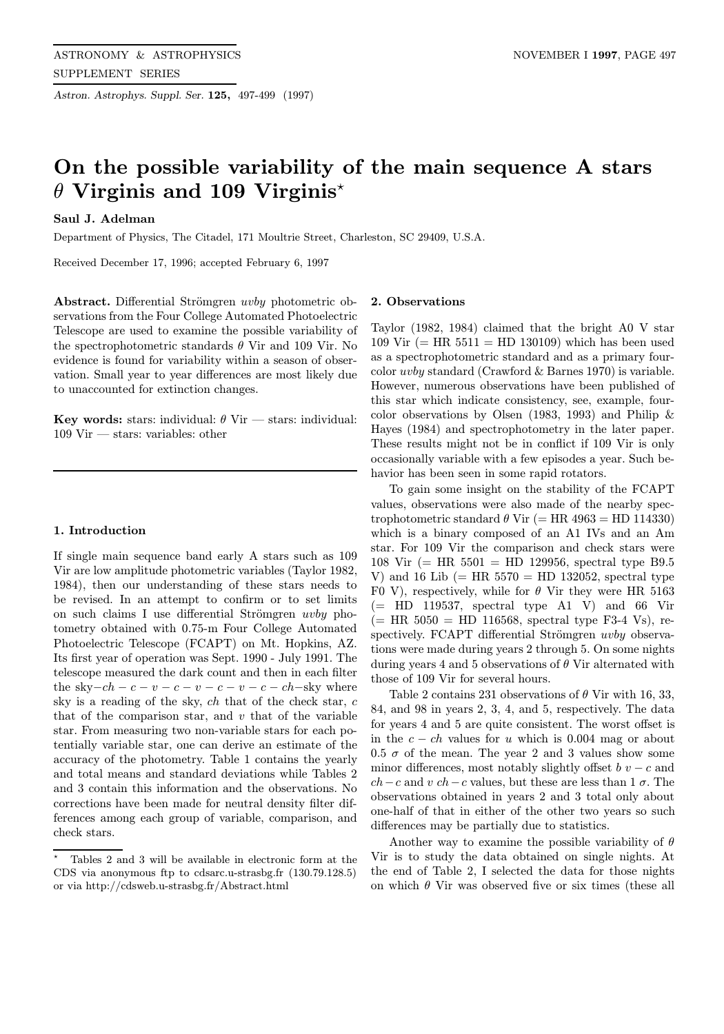# On the possible variability of the main sequence A stars θ Virginis and 109 Virginis*

**Saul J. Adelman**

Department of Physics, The Citadel, 171 Moultrie Street, Charleston, SC 29409, U.S.A.

Received December 17, 1996; accepted February 6, 1997

**Abstract.** Differential Strömgren *uvby* photometric observations from the Four College Automated Photoelectric Telescope are used to examine the possible variability of the spectrophotometric standards θ Vir and 109 Vir. No evidence is found for variability within a season of observation. Small year to year differences are most likely due to unaccounted for extinction changes.

**Key words:** stars: individual: θ Vir — stars: individual: 109 Vir — stars: variables: other

## 1. Introduction

If single main sequence band early A stars such as 109 Vir are low amplitude photometric variables (Taylor 1982, 1984), then our understanding of these stars needs to be revised. In an attempt to confirm or to set limits on such claims I use differential Strömgren *uvby* photometry obtained with 0.75-m Four College Automated Photoelectric Telescope (FCAPT) on Mt. Hopkins, AZ. Its first year of operation was Sept. 1990 - July 1991. The telescope measured the dark count and then in each filter the sky−$ch-c-v-c-v-c-v-c-ch$−sky where sky is a reading of the sky, $ch$ that of the check star, $c$ that of the comparison star, and $v$ that of the variable star. From measuring two non-variable stars for each potentially variable star, one can derive an estimate of the accuracy of the photometry. Table 1 contains the yearly and total means and standard deviations while Tables 2 and 3 contain this information and the observations. No corrections have been made for neutral density filter differences among each group of variable, comparison, and check stars.

## 2. Observations

Taylor (1982, 1984) claimed that the bright A0 V star 109 Vir (= HR 5511 = HD 130109) which has been used as a spectrophotometric standard and as a primary four-color *uvby* standard (Crawford & Barnes 1970) is variable. However, numerous observations have been published of this star which indicate consistency, see, example, four-color observations by Olsen (1983, 1993) and Philip & Hayes (1984) and spectrophotometry in the later paper. These results might not be in conflict if 109 Vir is only occasionally variable with a few episodes a year. Such behavior has been seen in some rapid rotators.

To gain some insight on the stability of the FCAPT values, observations were also made of the nearby spectrophotometric standard θ Vir (= HR 4963 = HD 114330) which is a binary composed of an A1 IVs and an Am star. For 109 Vir the comparison and check stars were 108 Vir (= HR 5501 = HD 129956, spectral type B9.5 V) and 16 Lib (= HR 5570 = HD 132052, spectral type F0 V), respectively, while for θ Vir they were HR 5163 (= HD 119537, spectral type A1 V) and 66 Vir (= HR 5050 = HD 116568, spectral type F3-4 Vs), respectively. FCAPT differential Strömgren *uvby* observations were made during years 2 through 5. On some nights during years 4 and 5 observations of θ Vir alternated with those of 109 Vir for several hours.

Table 2 contains 231 observations of θ Vir with 16, 33, 84, and 98 in years 2, 3, 4, and 5, respectively. The data for years 4 and 5 are quite consistent. The worst offset is in the $c-ch$ values for $u$ which is 0.004 mag or about 0.5 σ of the mean. The year 2 and 3 values show some minor differences, most notably slightly offset $b$ $v-c$ and $ch-c$ and $v$ $ch-c$ values, but these are less than 1 σ. The observations obtained in years 2 and 3 total only about one-half of that in either of the other two years so such differences may be partially due to statistics.

Another way to examine the possible variability of θ Vir is to study the data obtained on single nights. At the end of Table 2, I selected the data for those nights on which θ Vir was observed five or six times (these all

* Tables 2 and 3 will be available in electronic form at the CDS via anonymous ftp to cdsarc.u-strasbg.fr (130.79.128.5) or via http://cdsweb.u-strasbg.fr/Abstract.html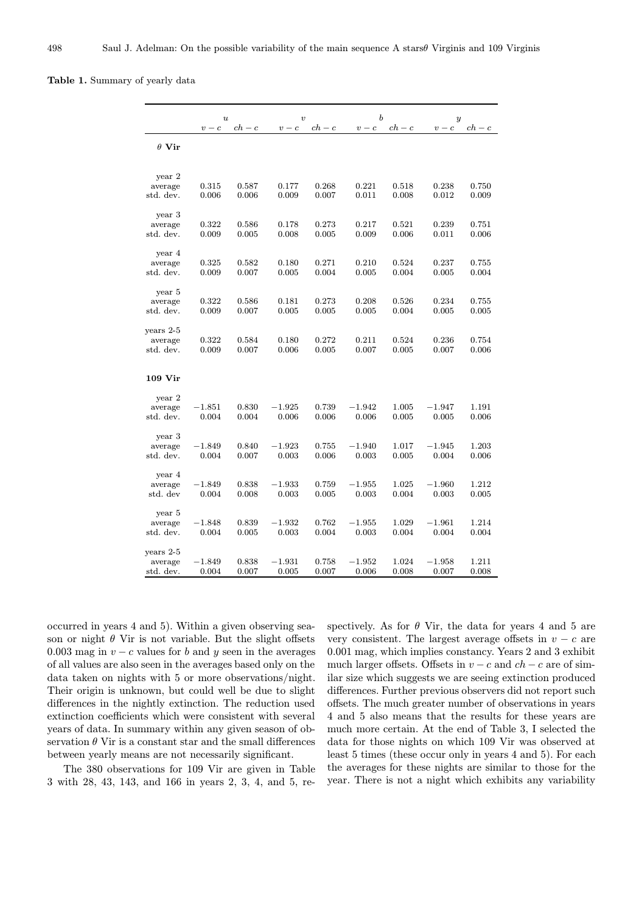**Table 1.** Summary of yearly data

| | $u$ | | $v$ | | $b$ | | $y$ | |
|---|---|---|---|---|---|---|---|---|
| | $v-c$ | $ch-c$ | $v-c$ | $ch-c$ | $v-c$ | $ch-c$ | $v-c$ | $ch-c$ |
| **$\theta$ Vir** | | | | | | | | |
| year 2 | | | | | | | | |
| average | 0.315 | 0.587 | 0.177 | 0.268 | 0.221 | 0.518 | 0.238 | 0.750 |
| std. dev. | 0.006 | 0.006 | 0.009 | 0.007 | 0.011 | 0.008 | 0.012 | 0.009 |
| year 3 | | | | | | | | |
| average | 0.322 | 0.586 | 0.178 | 0.273 | 0.217 | 0.521 | 0.239 | 0.751 |
| std. dev. | 0.009 | 0.005 | 0.008 | 0.005 | 0.009 | 0.006 | 0.011 | 0.006 |
| year 4 | | | | | | | | |
| average | 0.325 | 0.582 | 0.180 | 0.271 | 0.210 | 0.524 | 0.237 | 0.755 |
| std. dev. | 0.009 | 0.007 | 0.005 | 0.004 | 0.005 | 0.004 | 0.005 | 0.004 |
| year 5 | | | | | | | | |
| average | 0.322 | 0.586 | 0.181 | 0.273 | 0.208 | 0.526 | 0.234 | 0.755 |
| std. dev. | 0.009 | 0.007 | 0.005 | 0.005 | 0.005 | 0.004 | 0.005 | 0.005 |
| years 2-5 | | | | | | | | |
| average | 0.322 | 0.584 | 0.180 | 0.272 | 0.211 | 0.524 | 0.236 | 0.754 |
| std. dev. | 0.009 | 0.007 | 0.006 | 0.005 | 0.007 | 0.005 | 0.007 | 0.006 |
| **109 Vir** | | | | | | | | |
| year 2 | | | | | | | | |
| average | −1.851 | 0.830 | −1.925 | 0.739 | −1.942 | 1.005 | −1.947 | 1.191 |
| std. dev. | 0.004 | 0.004 | 0.006 | 0.006 | 0.006 | 0.005 | 0.005 | 0.006 |
| year 3 | | | | | | | | |
| average | −1.849 | 0.840 | −1.923 | 0.755 | −1.940 | 1.017 | −1.945 | 1.203 |
| std. dev. | 0.004 | 0.007 | 0.003 | 0.006 | 0.003 | 0.005 | 0.004 | 0.006 |
| year 4 | | | | | | | | |
| average | −1.849 | 0.838 | −1.933 | 0.759 | −1.955 | 1.025 | −1.960 | 1.212 |
| std. dev | 0.004 | 0.008 | 0.003 | 0.005 | 0.003 | 0.004 | 0.003 | 0.005 |
| year 5 | | | | | | | | |
| average | −1.848 | 0.839 | −1.932 | 0.762 | −1.955 | 1.029 | −1.961 | 1.214 |
| std. dev. | 0.004 | 0.005 | 0.003 | 0.004 | 0.003 | 0.004 | 0.004 | 0.004 |
| years 2-5 | | | | | | | | |
| average | −1.849 | 0.838 | −1.931 | 0.758 | −1.952 | 1.024 | −1.958 | 1.211 |
| std. dev. | 0.004 | 0.007 | 0.005 | 0.007 | 0.006 | 0.008 | 0.007 | 0.008 |

occurred in years 4 and 5). Within a given observing season or night $\theta$ Vir is not variable. But the slight offsets 0.003 mag in $v-c$ values for $b$ and $y$ seen in the averages of all values are also seen in the averages based only on the data taken on nights with 5 or more observations/night. Their origin is unknown, but could well be due to slight differences in the nightly extinction. The reduction used extinction coefficients which were consistent with several years of data. In summary within any given season of observation $\theta$ Vir is a constant star and the small differences between yearly means are not necessarily significant.

The 380 observations for 109 Vir are given in Table 3 with 28, 43, 143, and 166 in years 2, 3, 4, and 5, respectively. As for $\theta$ Vir, the data for years 4 and 5 are very consistent. The largest average offsets in $v-c$ are 0.001 mag, which implies constancy. Years 2 and 3 exhibit much larger offsets. Offsets in $v-c$ and $ch-c$ are of similar size which suggests we are seeing extinction produced differences. Further previous observers did not report such offsets. The much greater number of observations in years 4 and 5 also means that the results for these years are much more certain. At the end of Table 3, I selected the data for those nights on which 109 Vir was observed at least 5 times (these occur only in years 4 and 5). For each the averages for these nights are similar to those for the year. There is not a night which exhibits any variability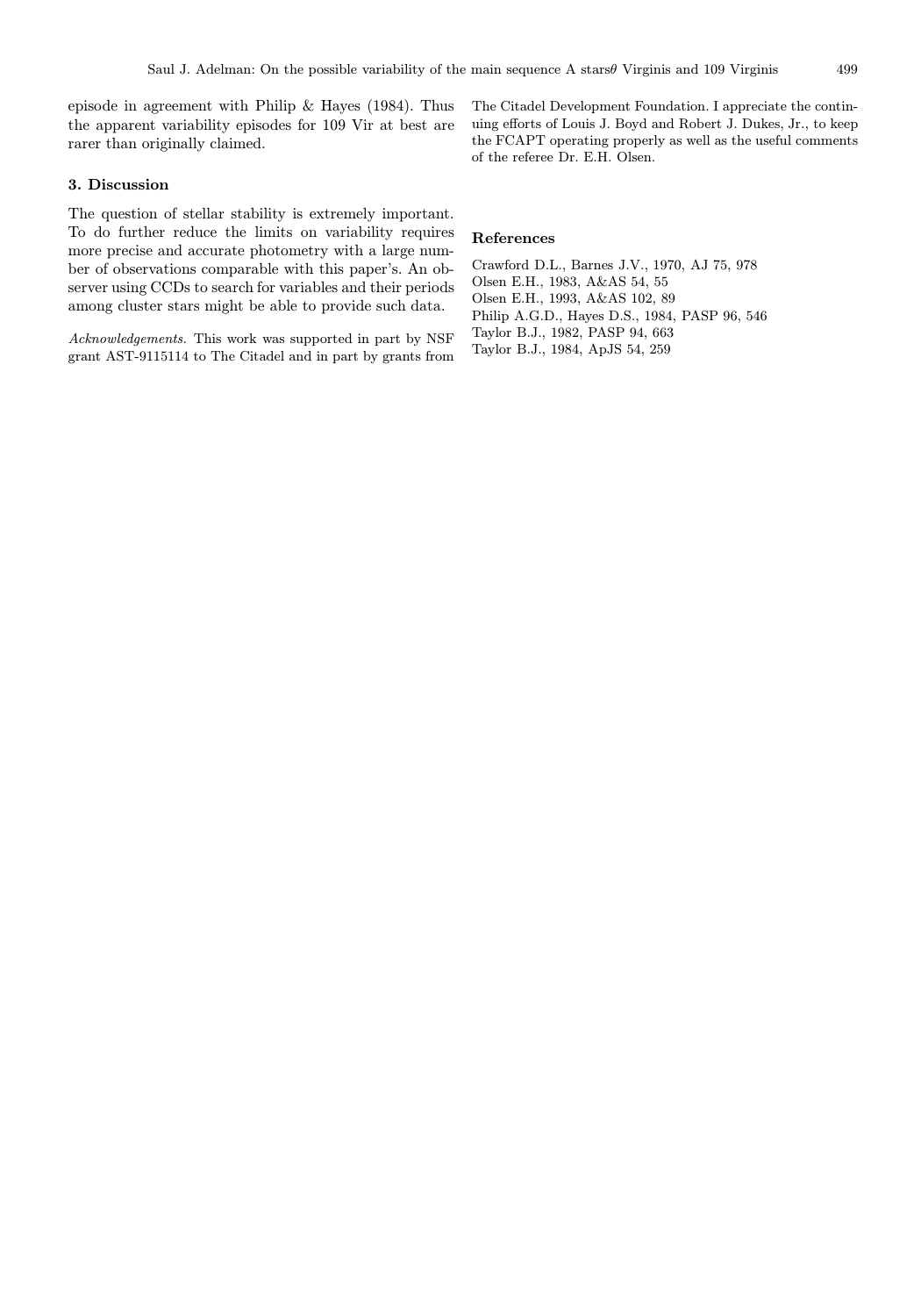episode in agreement with Philip & Hayes (1984). Thus the apparent variability episodes for 109 Vir at best are rarer than originally claimed.

### 3. Discussion

The question of stellar stability is extremely important. To do further reduce the limits on variability requires more precise and accurate photometry with a large number of observations comparable with this paper's. An observer using CCDs to search for variables and their periods among cluster stars might be able to provide such data.

*Acknowledgements.* This work was supported in part by NSF grant AST-9115114 to The Citadel and in part by grants from The Citadel Development Foundation. I appreciate the continuing efforts of Louis J. Boyd and Robert J. Dukes, Jr., to keep the FCAPT operating properly as well as the useful comments of the referee Dr. E.H. Olsen.

### References

Crawford D.L., Barnes J.V., 1970, AJ 75, 978
Olsen E.H., 1983, A&AS 54, 55
Olsen E.H., 1993, A&AS 102, 89
Philip A.G.D., Hayes D.S., 1984, PASP 96, 546
Taylor B.J., 1982, PASP 94, 663
Taylor B.J., 1984, ApJS 54, 259